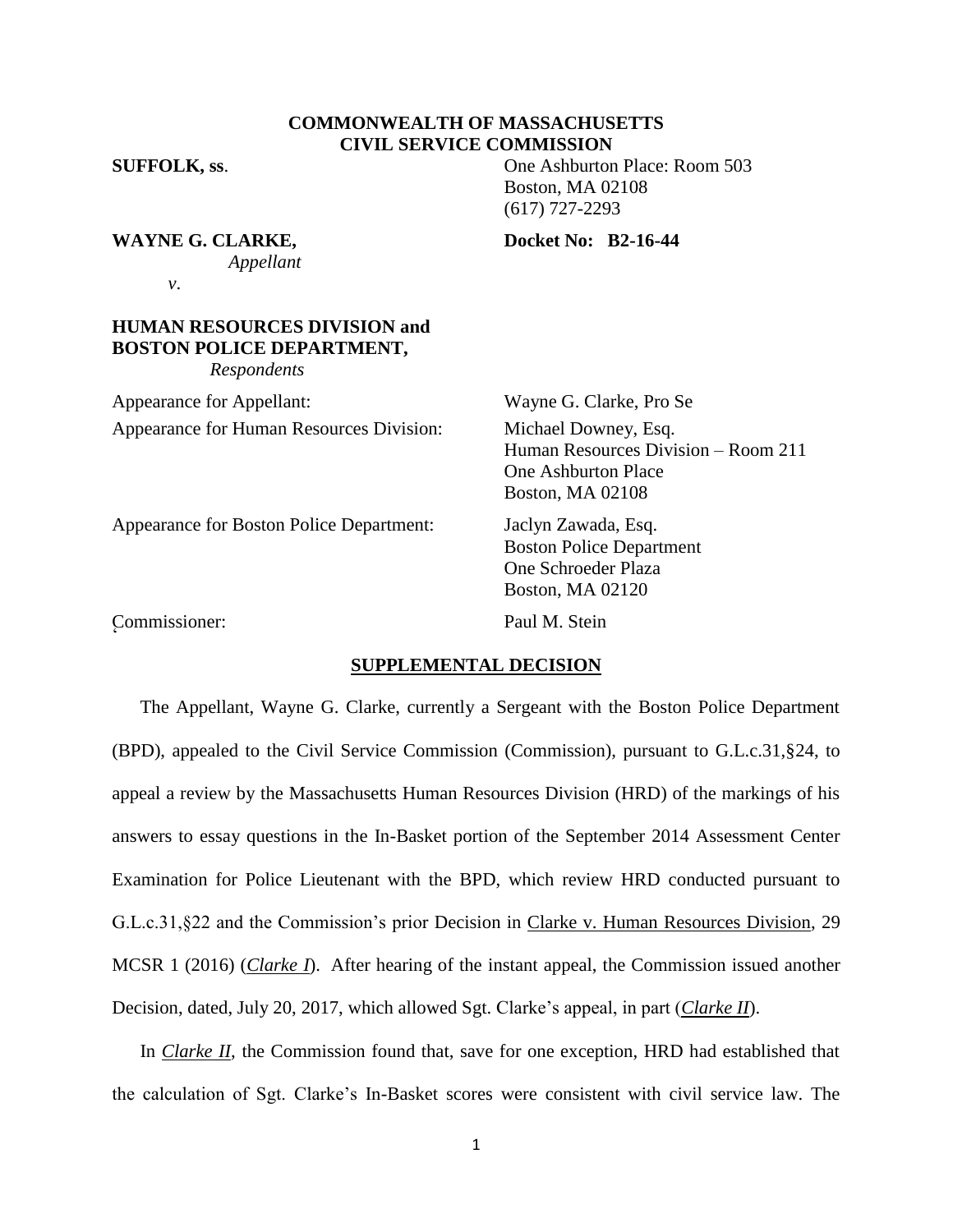**COMMONWEALTH OF MASSACHUSETTS**
**CIVIL SERVICE COMMISSION**

**SUFFOLK, ss**.

One Ashburton Place: Room 503
Boston, MA 02108
(617) 727-2293

**WAYNE G. CLARKE,**
*Appellant*

*v*.

**Docket No: B2-16-44**

**HUMAN RESOURCES DIVISION and**
**BOSTON POLICE DEPARTMENT,**
*Respondents*

Appearance for Appellant: Wayne G. Clarke, Pro Se

Appearance for Human Resources Division: Michael Downey, Esq.
Human Resources Division – Room 211
One Ashburton Place
Boston, MA 02108

Appearance for Boston Police Department: Jaclyn Zawada, Esq.
Boston Police Department
One Schroeder Plaza
Boston, MA 02120

Commissioner: Paul M. Stein

## SUPPLEMENTAL DECISION

The Appellant, Wayne G. Clarke, currently a Sergeant with the Boston Police Department (BPD), appealed to the Civil Service Commission (Commission), pursuant to G.L.c.31,§24, to appeal a review by the Massachusetts Human Resources Division (HRD) of the markings of his answers to essay questions in the In-Basket portion of the September 2014 Assessment Center Examination for Police Lieutenant with the BPD, which review HRD conducted pursuant to G.L.c.31,§22 and the Commission's prior Decision in Clarke v. Human Resources Division, 29 MCSR 1 (2016) (*Clarke I*). After hearing of the instant appeal, the Commission issued another Decision, dated, July 20, 2017, which allowed Sgt. Clarke's appeal, in part (*Clarke II*).

In *Clarke II*, the Commission found that, save for one exception, HRD had established that the calculation of Sgt. Clarke's In-Basket scores were consistent with civil service law. The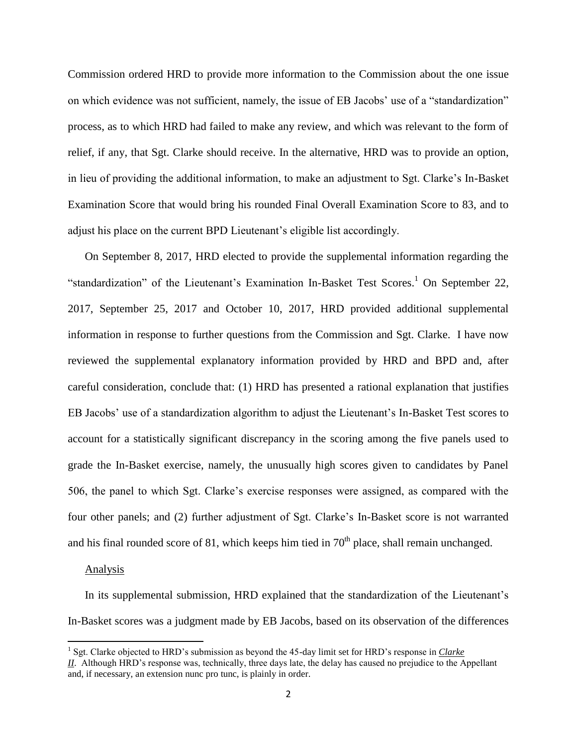Commission ordered HRD to provide more information to the Commission about the one issue on which evidence was not sufficient, namely, the issue of EB Jacobs' use of a "standardization" process, as to which HRD had failed to make any review, and which was relevant to the form of relief, if any, that Sgt. Clarke should receive. In the alternative, HRD was to provide an option, in lieu of providing the additional information, to make an adjustment to Sgt. Clarke's In-Basket Examination Score that would bring his rounded Final Overall Examination Score to 83, and to adjust his place on the current BPD Lieutenant's eligible list accordingly.

On September 8, 2017, HRD elected to provide the supplemental information regarding the "standardization" of the Lieutenant's Examination In-Basket Test Scores.[1] On September 22, 2017, September 25, 2017 and October 10, 2017, HRD provided additional supplemental information in response to further questions from the Commission and Sgt. Clarke. I have now reviewed the supplemental explanatory information provided by HRD and BPD and, after careful consideration, conclude that: (1) HRD has presented a rational explanation that justifies EB Jacobs' use of a standardization algorithm to adjust the Lieutenant's In-Basket Test scores to account for a statistically significant discrepancy in the scoring among the five panels used to grade the In-Basket exercise, namely, the unusually high scores given to candidates by Panel 506, the panel to which Sgt. Clarke's exercise responses were assigned, as compared with the four other panels; and (2) further adjustment of Sgt. Clarke's In-Basket score is not warranted and his final rounded score of 81, which keeps him tied in 70th place, shall remain unchanged.

Analysis

In its supplemental submission, HRD explained that the standardization of the Lieutenant's In-Basket scores was a judgment made by EB Jacobs, based on its observation of the differences

[1] Sgt. Clarke objected to HRD's submission as beyond the 45-day limit set for HRD's response in ***Clarke II***. Although HRD's response was, technically, three days late, the delay has caused no prejudice to the Appellant and, if necessary, an extension nunc pro tunc, is plainly in order.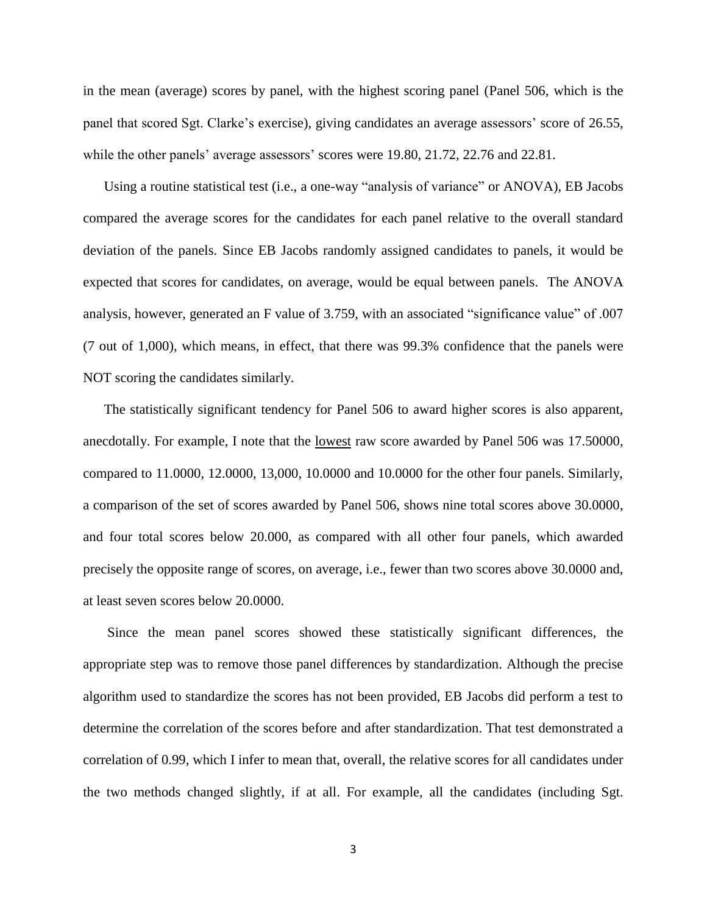in the mean (average) scores by panel, with the highest scoring panel (Panel 506, which is the panel that scored Sgt. Clarke's exercise), giving candidates an average assessors' score of 26.55, while the other panels' average assessors' scores were 19.80, 21.72, 22.76 and 22.81.

Using a routine statistical test (i.e., a one-way "analysis of variance" or ANOVA), EB Jacobs compared the average scores for the candidates for each panel relative to the overall standard deviation of the panels. Since EB Jacobs randomly assigned candidates to panels, it would be expected that scores for candidates, on average, would be equal between panels. The ANOVA analysis, however, generated an F value of 3.759, with an associated "significance value" of .007 (7 out of 1,000), which means, in effect, that there was 99.3% confidence that the panels were NOT scoring the candidates similarly.

The statistically significant tendency for Panel 506 to award higher scores is also apparent, anecdotally. For example, I note that the lowest raw score awarded by Panel 506 was 17.50000, compared to 11.0000, 12.0000, 13,000, 10.0000 and 10.0000 for the other four panels. Similarly, a comparison of the set of scores awarded by Panel 506, shows nine total scores above 30.0000, and four total scores below 20.000, as compared with all other four panels, which awarded precisely the opposite range of scores, on average, i.e., fewer than two scores above 30.0000 and, at least seven scores below 20.0000.

Since the mean panel scores showed these statistically significant differences, the appropriate step was to remove those panel differences by standardization. Although the precise algorithm used to standardize the scores has not been provided, EB Jacobs did perform a test to determine the correlation of the scores before and after standardization. That test demonstrated a correlation of 0.99, which I infer to mean that, overall, the relative scores for all candidates under the two methods changed slightly, if at all. For example, all the candidates (including Sgt.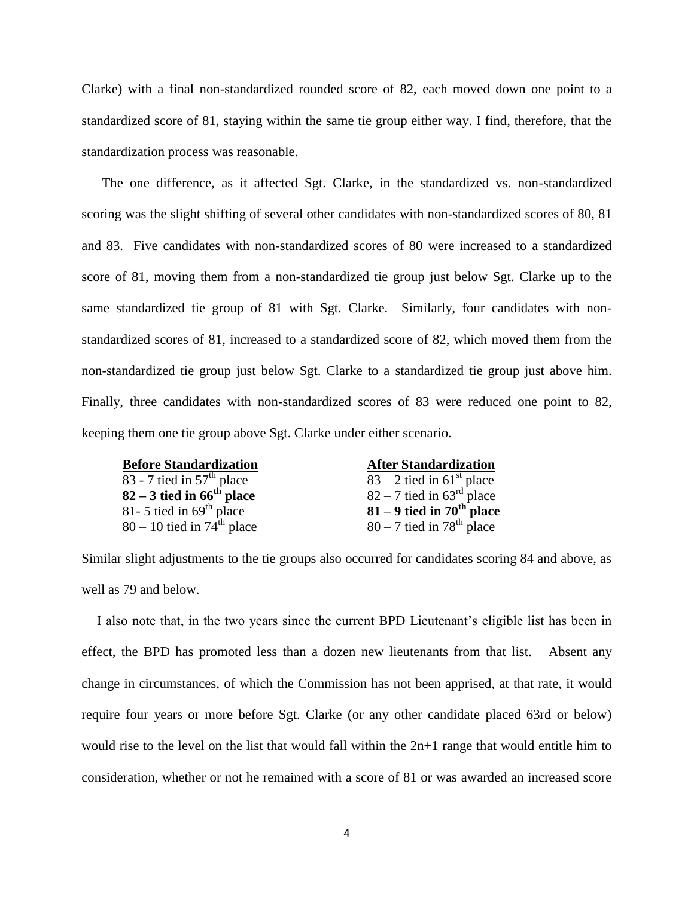Clarke) with a final non-standardized rounded score of 82, each moved down one point to a standardized score of 81, staying within the same tie group either way. I find, therefore, that the standardization process was reasonable.

The one difference, as it affected Sgt. Clarke, in the standardized vs. non-standardized scoring was the slight shifting of several other candidates with non-standardized scores of 80, 81 and 83. Five candidates with non-standardized scores of 80 were increased to a standardized score of 81, moving them from a non-standardized tie group just below Sgt. Clarke up to the same standardized tie group of 81 with Sgt. Clarke. Similarly, four candidates with non-standardized scores of 81, increased to a standardized score of 82, which moved them from the non-standardized tie group just below Sgt. Clarke to a standardized tie group just above him. Finally, three candidates with non-standardized scores of 83 were reduced one point to 82, keeping them one tie group above Sgt. Clarke under either scenario.

| **Before Standardization** | **After Standardization** |
|---|---|
| 83 - 7 tied in 57th place | 83 – 2 tied in 61st place |
| **82 – 3 tied in 66th place** | 82 – 7 tied in 63rd place |
| 81- 5 tied in 69th place | **81 – 9 tied in 70th place** |
| 80 – 10 tied in 74th place | 80 – 7 tied in 78th place |

Similar slight adjustments to the tie groups also occurred for candidates scoring 84 and above, as well as 79 and below.

I also note that, in the two years since the current BPD Lieutenant's eligible list has been in effect, the BPD has promoted less than a dozen new lieutenants from that list. Absent any change in circumstances, of which the Commission has not been apprised, at that rate, it would require four years or more before Sgt. Clarke (or any other candidate placed 63rd or below) would rise to the level on the list that would fall within the 2n+1 range that would entitle him to consideration, whether or not he remained with a score of 81 or was awarded an increased score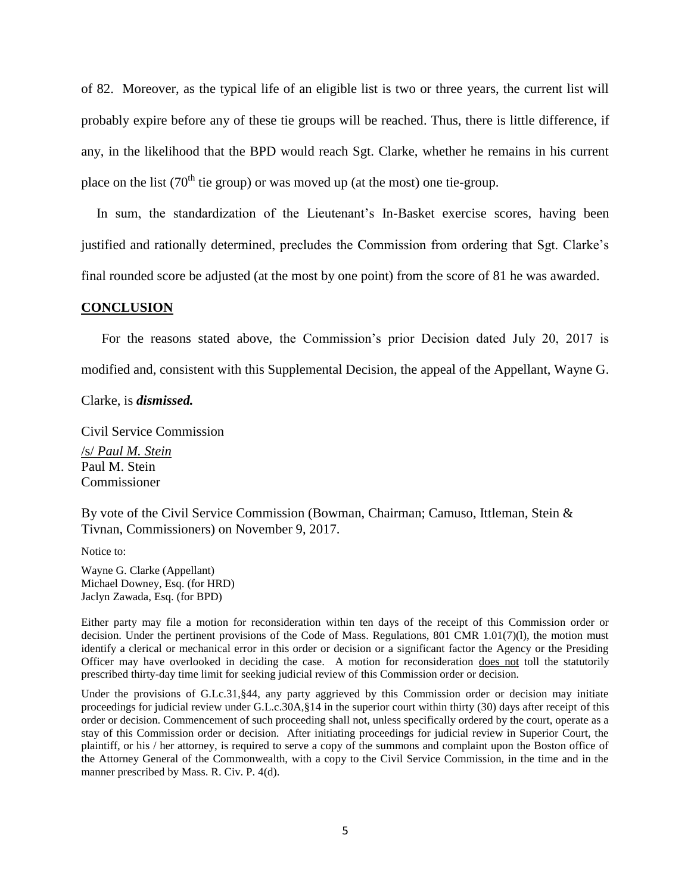of 82. Moreover, as the typical life of an eligible list is two or three years, the current list will probably expire before any of these tie groups will be reached. Thus, there is little difference, if any, in the likelihood that the BPD would reach Sgt. Clarke, whether he remains in his current place on the list (70th tie group) or was moved up (at the most) one tie-group.

In sum, the standardization of the Lieutenant's In-Basket exercise scores, having been justified and rationally determined, precludes the Commission from ordering that Sgt. Clarke's final rounded score be adjusted (at the most by one point) from the score of 81 he was awarded.

## CONCLUSION

For the reasons stated above, the Commission's prior Decision dated July 20, 2017 is modified and, consistent with this Supplemental Decision, the appeal of the Appellant, Wayne G. Clarke, is ***dismissed.***

Civil Service Commission

/s/ *Paul M. Stein*
Paul M. Stein
Commissioner

By vote of the Civil Service Commission (Bowman, Chairman; Camuso, Ittleman, Stein & Tivnan, Commissioners) on November 9, 2017.

Notice to:

Wayne G. Clarke (Appellant)
Michael Downey, Esq. (for HRD)
Jaclyn Zawada, Esq. (for BPD)

Either party may file a motion for reconsideration within ten days of the receipt of this Commission order or decision. Under the pertinent provisions of the Code of Mass. Regulations, 801 CMR 1.01(7)(l), the motion must identify a clerical or mechanical error in this order or decision or a significant factor the Agency or the Presiding Officer may have overlooked in deciding the case. A motion for reconsideration does not toll the statutorily prescribed thirty-day time limit for seeking judicial review of this Commission order or decision.

Under the provisions of G.L.c.31,§44, any party aggrieved by this Commission order or decision may initiate proceedings for judicial review under G.L.c.30A,§14 in the superior court within thirty (30) days after receipt of this order or decision. Commencement of such proceeding shall not, unless specifically ordered by the court, operate as a stay of this Commission order or decision. After initiating proceedings for judicial review in Superior Court, the plaintiff, or his / her attorney, is required to serve a copy of the summons and complaint upon the Boston office of the Attorney General of the Commonwealth, with a copy to the Civil Service Commission, in the time and in the manner prescribed by Mass. R. Civ. P. 4(d).